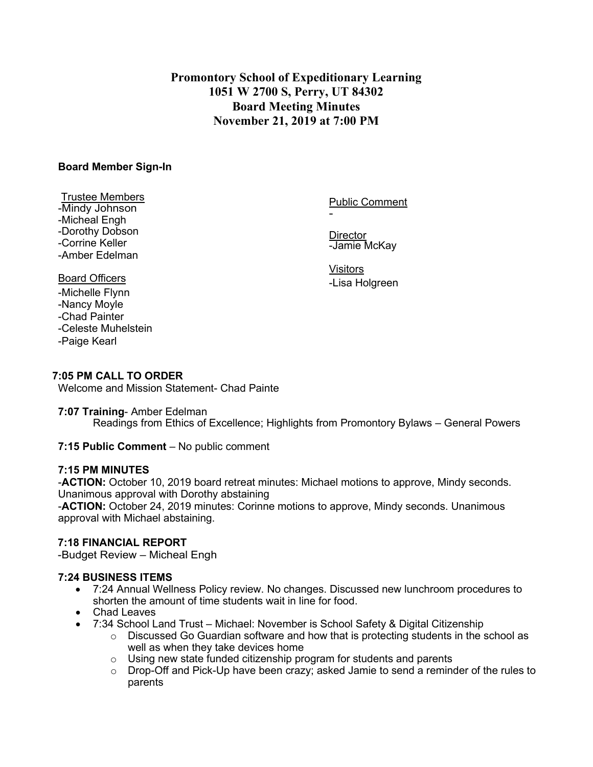# Promontory School of Expeditionary Learning
# 1051 W 2700 S, Perry, UT 84302
# Board Meeting Minutes
# November 21, 2019 at 7:00 PM

**Board Member Sign-In**

Trustee Members
-Mindy Johnson
-Micheal Engh
-Dorothy Dobson
-Corrine Keller
-Amber Edelman

Board Officers
-Michelle Flynn
-Nancy Moyle
-Chad Painter
-Celeste Muhelstein
-Paige Kearl

Public Comment
-

Director
-Jamie McKay

Visitors
-Lisa Holgreen

**7:05 PM CALL TO ORDER**
Welcome and Mission Statement- Chad Painte

**7:07 Training**- Amber Edelman
Readings from Ethics of Excellence; Highlights from Promontory Bylaws – General Powers

**7:15 Public Comment** – No public comment

**7:15 PM MINUTES**
-**ACTION:** October 10, 2019 board retreat minutes: Michael motions to approve, Mindy seconds. Unanimous approval with Dorothy abstaining
-**ACTION:** October 24, 2019 minutes: Corinne motions to approve, Mindy seconds. Unanimous approval with Michael abstaining.

**7:18 FINANCIAL REPORT**
-Budget Review – Micheal Engh

**7:24 BUSINESS ITEMS**
- 7:24 Annual Wellness Policy review. No changes. Discussed new lunchroom procedures to shorten the amount of time students wait in line for food.
- Chad Leaves
- 7:34 School Land Trust – Michael: November is School Safety & Digital Citizenship
  - Discussed Go Guardian software and how that is protecting students in the school as well as when they take devices home
  - Using new state funded citizenship program for students and parents
  - Drop-Off and Pick-Up have been crazy; asked Jamie to send a reminder of the rules to parents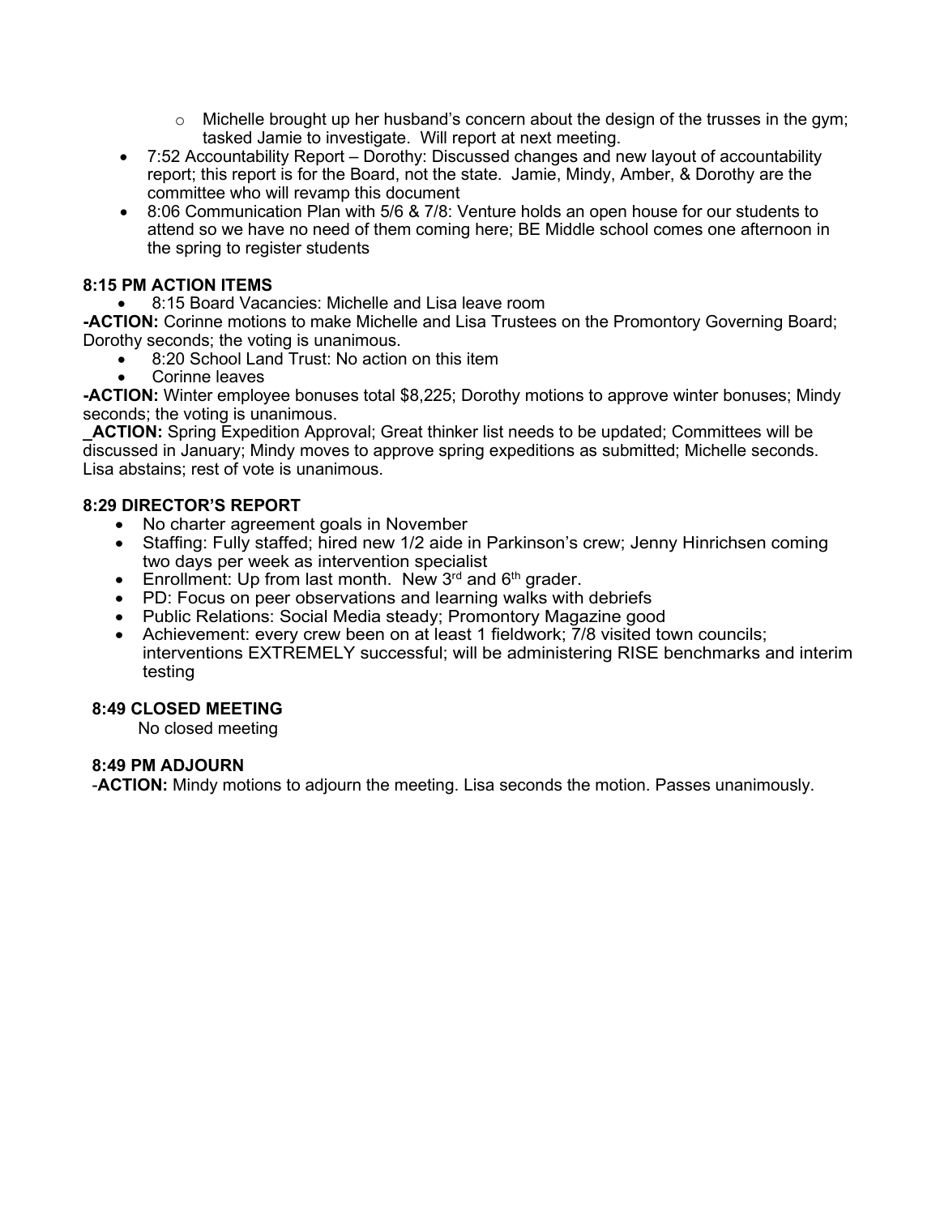- Michelle brought up her husband's concern about the design of the trusses in the gym; tasked Jamie to investigate. Will report at next meeting.
- 7:52 Accountability Report – Dorothy: Discussed changes and new layout of accountability report; this report is for the Board, not the state. Jamie, Mindy, Amber, & Dorothy are the committee who will revamp this document
- 8:06 Communication Plan with 5/6 & 7/8: Venture holds an open house for our students to attend so we have no need of them coming here; BE Middle school comes one afternoon in the spring to register students

**8:15 PM ACTION ITEMS**

- 8:15 Board Vacancies: Michelle and Lisa leave room

**-ACTION:** Corinne motions to make Michelle and Lisa Trustees on the Promontory Governing Board; Dorothy seconds; the voting is unanimous.

- 8:20 School Land Trust: No action on this item
- Corinne leaves

**-ACTION:** Winter employee bonuses total $8,225; Dorothy motions to approve winter bonuses; Mindy seconds; the voting is unanimous.

**_ACTION:** Spring Expedition Approval; Great thinker list needs to be updated; Committees will be discussed in January; Mindy moves to approve spring expeditions as submitted; Michelle seconds. Lisa abstains; rest of vote is unanimous.

**8:29 DIRECTOR'S REPORT**

- No charter agreement goals in November
- Staffing: Fully staffed; hired new 1/2 aide in Parkinson's crew; Jenny Hinrichsen coming two days per week as intervention specialist
- Enrollment: Up from last month. New 3rd and 6th grader.
- PD: Focus on peer observations and learning walks with debriefs
- Public Relations: Social Media steady; Promontory Magazine good
- Achievement: every crew been on at least 1 fieldwork; 7/8 visited town councils; interventions EXTREMELY successful; will be administering RISE benchmarks and interim testing

**8:49 CLOSED MEETING**

No closed meeting

**8:49 PM ADJOURN**

-**ACTION:** Mindy motions to adjourn the meeting. Lisa seconds the motion. Passes unanimously.